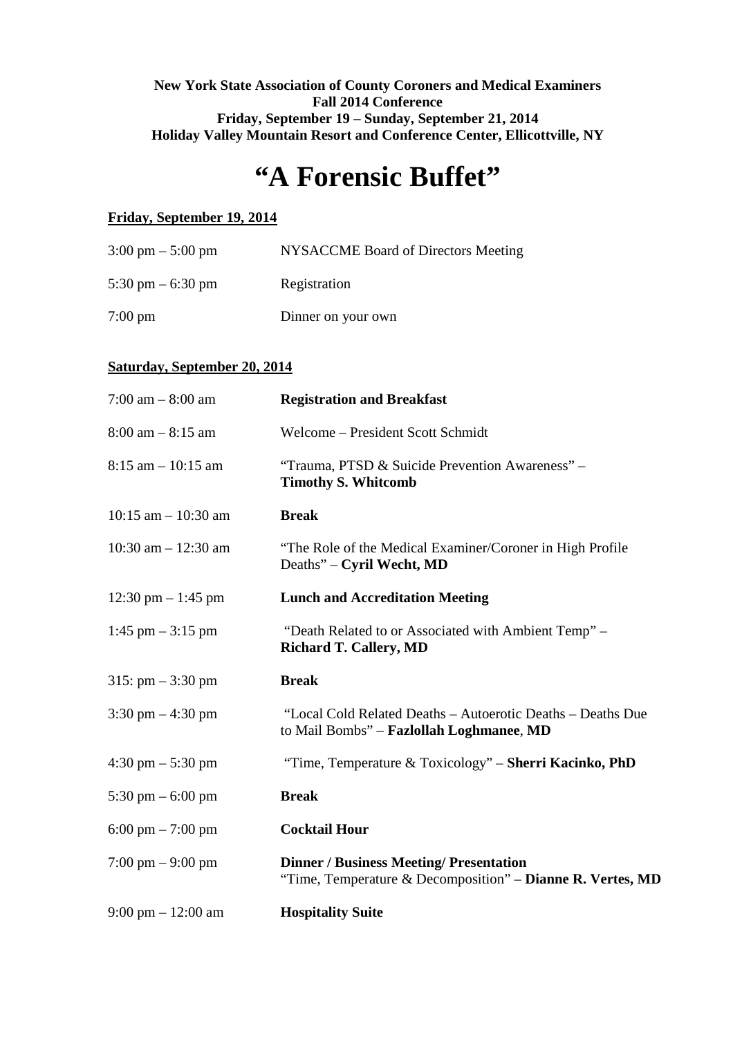**New York State Association of County Coroners and Medical Examiners**
**Fall 2014 Conference**
**Friday, September 19 – Sunday, September 21, 2014**
**Holiday Valley Mountain Resort and Conference Center, Ellicottville, NY**

# "A Forensic Buffet"

**Friday, September 19, 2014**

| | |
|---|---|
| 3:00 pm – 5:00 pm | NYSACCME Board of Directors Meeting |
| 5:30 pm – 6:30 pm | Registration |
| 7:00 pm | Dinner on your own |

**Saturday, September 20, 2014**

| | |
|---|---|
| 7:00 am – 8:00 am | **Registration and Breakfast** |
| 8:00 am – 8:15 am | Welcome – President Scott Schmidt |
| 8:15 am – 10:15 am | "Trauma, PTSD & Suicide Prevention Awareness" – **Timothy S. Whitcomb** |
| 10:15 am – 10:30 am | **Break** |
| 10:30 am – 12:30 am | "The Role of the Medical Examiner/Coroner in High Profile Deaths" – **Cyril Wecht, MD** |
| 12:30 pm – 1:45 pm | **Lunch and Accreditation Meeting** |
| 1:45 pm – 3:15 pm | "Death Related to or Associated with Ambient Temp" – **Richard T. Callery, MD** |
| 315: pm – 3:30 pm | **Break** |
| 3:30 pm – 4:30 pm | "Local Cold Related Deaths – Autoerotic Deaths – Deaths Due to Mail Bombs" – **Fazlollah Loghmanee**, **MD** |
| 4:30 pm – 5:30 pm | "Time, Temperature & Toxicology" – **Sherri Kacinko, PhD** |
| 5:30 pm – 6:00 pm | **Break** |
| 6:00 pm – 7:00 pm | **Cocktail Hour** |
| 7:00 pm – 9:00 pm | **Dinner / Business Meeting/ Presentation** "Time, Temperature & Decomposition" – **Dianne R. Vertes, MD** |
| 9:00 pm – 12:00 am | **Hospitality Suite** |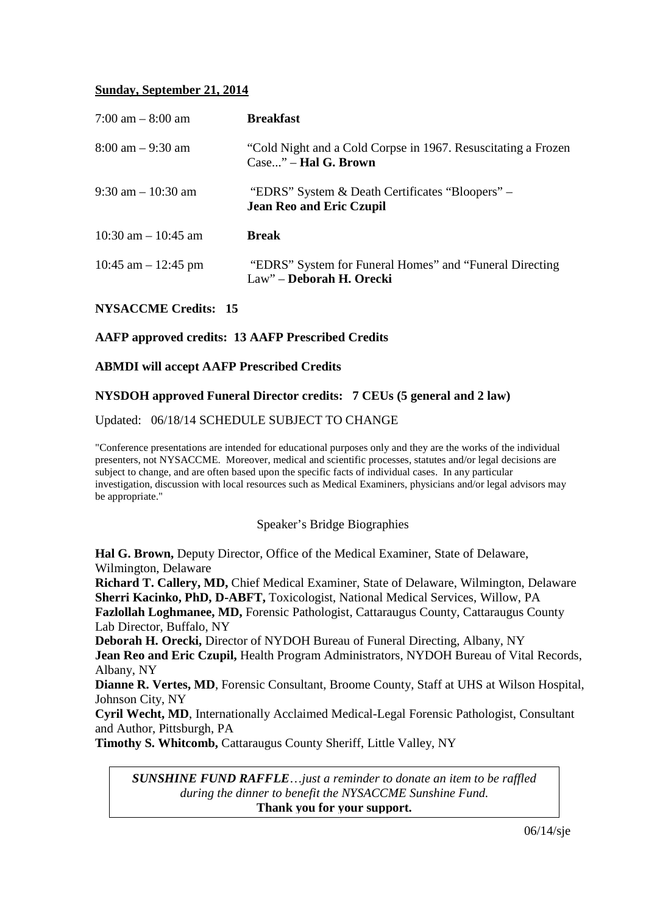**<u>Sunday, September 21, 2014</u>**

| | |
|---|---|
| 7:00 am – 8:00 am | **Breakfast** |
| 8:00 am – 9:30 am | "Cold Night and a Cold Corpse in 1967. Resuscitating a Frozen Case..." – **Hal G. Brown** |
| 9:30 am – 10:30 am | "EDRS" System & Death Certificates "Bloopers" – **Jean Reo and Eric Czupil** |
| 10:30 am – 10:45 am | **Break** |
| 10:45 am – 12:45 pm | "EDRS" System for Funeral Homes" and "Funeral Directing Law" – **Deborah H. Orecki** |

**NYSACCME Credits: 15**

**AAFP approved credits: 13 AAFP Prescribed Credits**

**ABMDI will accept AAFP Prescribed Credits**

**NYSDOH approved Funeral Director credits: 7 CEUs (5 general and 2 law)**

Updated: 06/18/14 SCHEDULE SUBJECT TO CHANGE

"Conference presentations are intended for educational purposes only and they are the works of the individual presenters, not NYSACCME. Moreover, medical and scientific processes, statutes and/or legal decisions are subject to change, and are often based upon the specific facts of individual cases. In any particular investigation, discussion with local resources such as Medical Examiners, physicians and/or legal advisors may be appropriate."

Speaker's Bridge Biographies

**Hal G. Brown,** Deputy Director, Office of the Medical Examiner, State of Delaware, Wilmington, Delaware
**Richard T. Callery, MD,** Chief Medical Examiner, State of Delaware, Wilmington, Delaware
**Sherri Kacinko, PhD, D-ABFT,** Toxicologist, National Medical Services, Willow, PA
**Fazlollah Loghmanee, MD,** Forensic Pathologist, Cattaraugus County, Cattaraugus County Lab Director, Buffalo, NY
**Deborah H. Orecki,** Director of NYDOH Bureau of Funeral Directing, Albany, NY
**Jean Reo and Eric Czupil,** Health Program Administrators, NYDOH Bureau of Vital Records, Albany, NY
**Dianne R. Vertes, MD**, Forensic Consultant, Broome County, Staff at UHS at Wilson Hospital, Johnson City, NY
**Cyril Wecht, MD**, Internationally Acclaimed Medical-Legal Forensic Pathologist, Consultant and Author, Pittsburgh, PA
**Timothy S. Whitcomb,** Cattaraugus County Sheriff, Little Valley, NY

***SUNSHINE FUND RAFFLE****…just a reminder to donate an item to be raffled during the dinner to benefit the NYSACCME Sunshine Fund.*
**Thank you for your support.**

06/14/sje